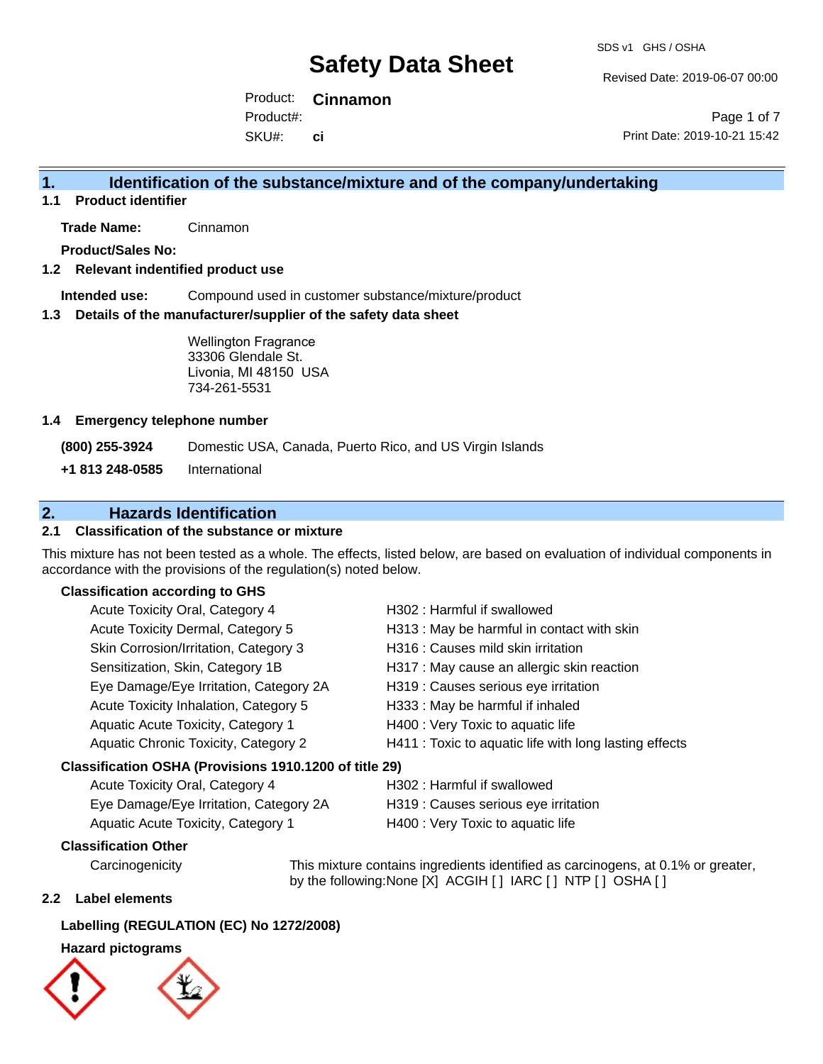# Safety Data Sheet

SDS v1 GHS / OSHA

Revised Date: 2019-06-07 00:00

Print Date: 2019-10-21 15:42

Product: **Cinnamon**

Product#:

SKU#: **ci**

## 1. Identification of the substance/mixture and of the company/undertaking

### 1.1 Product identifier

**Trade Name:** Cinnamon

**Product/Sales No:**

### 1.2 Relevant indentified product use

**Intended use:** Compound used in customer substance/mixture/product

### 1.3 Details of the manufacturer/supplier of the safety data sheet

Wellington Fragrance
33306 Glendale St.
Livonia, MI 48150 USA
734-261-5531

### 1.4 Emergency telephone number

**(800) 255-3924** Domestic USA, Canada, Puerto Rico, and US Virgin Islands

**+1 813 248-0585** International

## 2. Hazards Identification

### 2.1 Classification of the substance or mixture

This mixture has not been tested as a whole. The effects, listed below, are based on evaluation of individual components in accordance with the provisions of the regulation(s) noted below.

**Classification according to GHS**

| | |
|---|---|
| Acute Toxicity Oral, Category 4 | H302 : Harmful if swallowed |
| Acute Toxicity Dermal, Category 5 | H313 : May be harmful in contact with skin |
| Skin Corrosion/Irritation, Category 3 | H316 : Causes mild skin irritation |
| Sensitization, Skin, Category 1B | H317 : May cause an allergic skin reaction |
| Eye Damage/Eye Irritation, Category 2A | H319 : Causes serious eye irritation |
| Acute Toxicity Inhalation, Category 5 | H333 : May be harmful if inhaled |
| Aquatic Acute Toxicity, Category 1 | H400 : Very Toxic to aquatic life |
| Aquatic Chronic Toxicity, Category 2 | H411 : Toxic to aquatic life with long lasting effects |

**Classification OSHA (Provisions 1910.1200 of title 29)**

| | |
|---|---|
| Acute Toxicity Oral, Category 4 | H302 : Harmful if swallowed |
| Eye Damage/Eye Irritation, Category 2A | H319 : Causes serious eye irritation |
| Aquatic Acute Toxicity, Category 1 | H400 : Very Toxic to aquatic life |

**Classification Other**

Carcinogenicity: This mixture contains ingredients identified as carcinogens, at 0.1% or greater, by the following:None [X] ACGIH [ ] IARC [ ] NTP [ ] OSHA [ ]

### 2.2 Label elements

**Labelling (REGULATION (EC) No 1272/2008)**

**Hazard pictograms**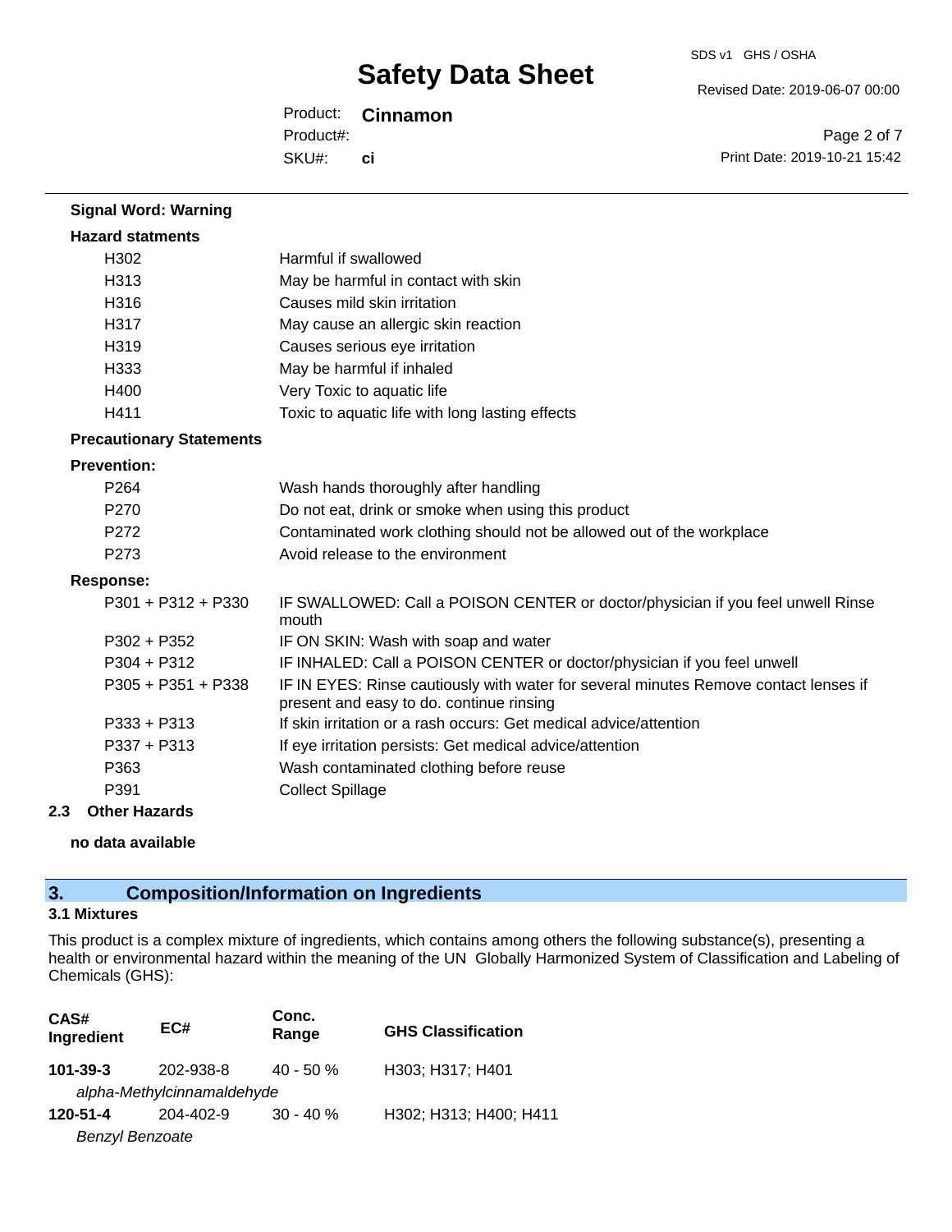**Signal Word: Warning**

**Hazard statments**

| | |
|---|---|
| H302 | Harmful if swallowed |
| H313 | May be harmful in contact with skin |
| H316 | Causes mild skin irritation |
| H317 | May cause an allergic skin reaction |
| H319 | Causes serious eye irritation |
| H333 | May be harmful if inhaled |
| H400 | Very Toxic to aquatic life |
| H411 | Toxic to aquatic life with long lasting effects |

**Precautionary Statements**

**Prevention:**

| | |
|---|---|
| P264 | Wash hands thoroughly after handling |
| P270 | Do not eat, drink or smoke when using this product |
| P272 | Contaminated work clothing should not be allowed out of the workplace |
| P273 | Avoid release to the environment |

**Response:**

| | |
|---|---|
| P301 + P312 + P330 | IF SWALLOWED: Call a POISON CENTER or doctor/physician if you feel unwell Rinse mouth |
| P302 + P352 | IF ON SKIN: Wash with soap and water |
| P304 + P312 | IF INHALED: Call a POISON CENTER or doctor/physician if you feel unwell |
| P305 + P351 + P338 | IF IN EYES: Rinse cautiously with water for several minutes Remove contact lenses if present and easy to do. continue rinsing |
| P333 + P313 | If skin irritation or a rash occurs: Get medical advice/attention |
| P337 + P313 | If eye irritation persists: Get medical advice/attention |
| P363 | Wash contaminated clothing before reuse |
| P391 | Collect Spillage |

**2.3 Other Hazards**

**no data available**

## 3. Composition/Information on Ingredients

### 3.1 Mixtures

This product is a complex mixture of ingredients, which contains among others the following substance(s), presenting a health or environmental hazard within the meaning of the UN Globally Harmonized System of Classification and Labeling of Chemicals (GHS):

| CAS# Ingredient | EC# | Conc. Range | GHS Classification |
|---|---|---|---|
| **101-39-3** | 202-938-8 | 40 - 50 % | H303; H317; H401 |
| *alpha-Methylcinnamaldehyde* | | | |
| **120-51-4** | 204-402-9 | 30 - 40 % | H302; H313; H400; H411 |
| *Benzyl Benzoate* | | | |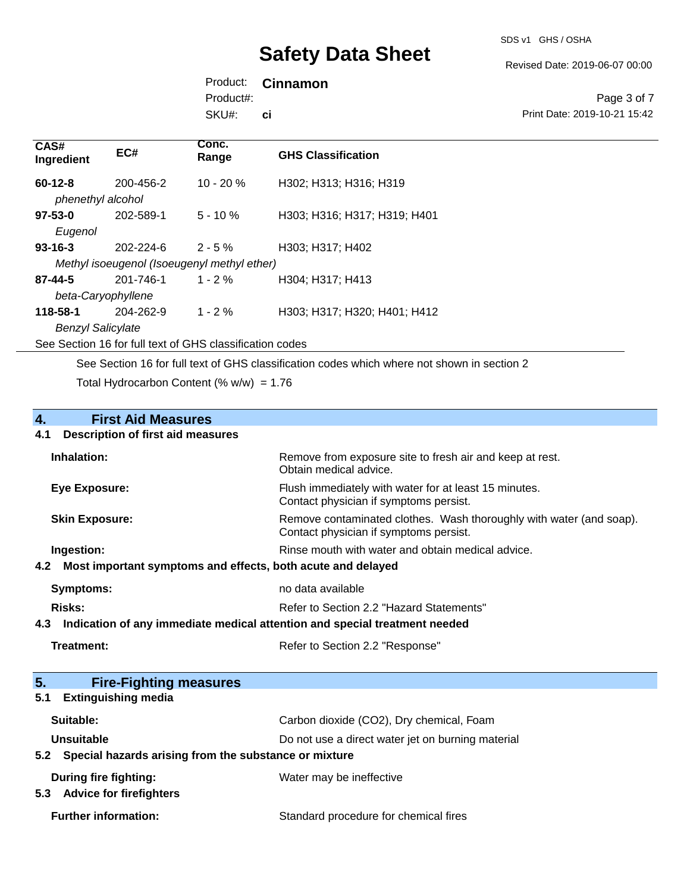| CAS# Ingredient | EC# | Conc. Range | GHS Classification |
|---|---|---|---|
| **60-12-8** *phenethyl alcohol* | 200-456-2 | 10 - 20 % | H302; H313; H316; H319 |
| **97-53-0** *Eugenol* | 202-589-1 | 5 - 10 % | H303; H316; H317; H319; H401 |
| **93-16-3** *Methyl isoeugenol (Isoeugenyl methyl ether)* | 202-224-6 | 2 - 5 % | H303; H317; H402 |
| **87-44-5** *beta-Caryophyllene* | 201-746-1 | 1 - 2 % | H304; H317; H413 |
| **118-58-1** *Benzyl Salicylate* | 204-262-9 | 1 - 2 % | H303; H317; H320; H401; H412 |

See Section 16 for full text of GHS classification codes

See Section 16 for full text of GHS classification codes which where not shown in section 2

Total Hydrocarbon Content (% w/w) = 1.76

## 4. First Aid Measures

### 4.1 Description of first aid measures

**Inhalation:** Remove from exposure site to fresh air and keep at rest. Obtain medical advice.

**Eye Exposure:** Flush immediately with water for at least 15 minutes. Contact physician if symptoms persist.

**Skin Exposure:** Remove contaminated clothes. Wash thoroughly with water (and soap). Contact physician if symptoms persist.

**Ingestion:** Rinse mouth with water and obtain medical advice.

### 4.2 Most important symptoms and effects, both acute and delayed

**Symptoms:** no data available

**Risks:** Refer to Section 2.2 "Hazard Statements"

### 4.3 Indication of any immediate medical attention and special treatment needed

**Treatment:** Refer to Section 2.2 "Response"

## 5. Fire-Fighting measures

### 5.1 Extinguishing media

**Suitable:** Carbon dioxide ($CO_2$), Dry chemical, Foam

**Unsuitable** Do not use a direct water jet on burning material

### 5.2 Special hazards arising from the substance or mixture

**During fire fighting:** Water may be ineffective

### 5.3 Advice for firefighters

**Further information:** Standard procedure for chemical fires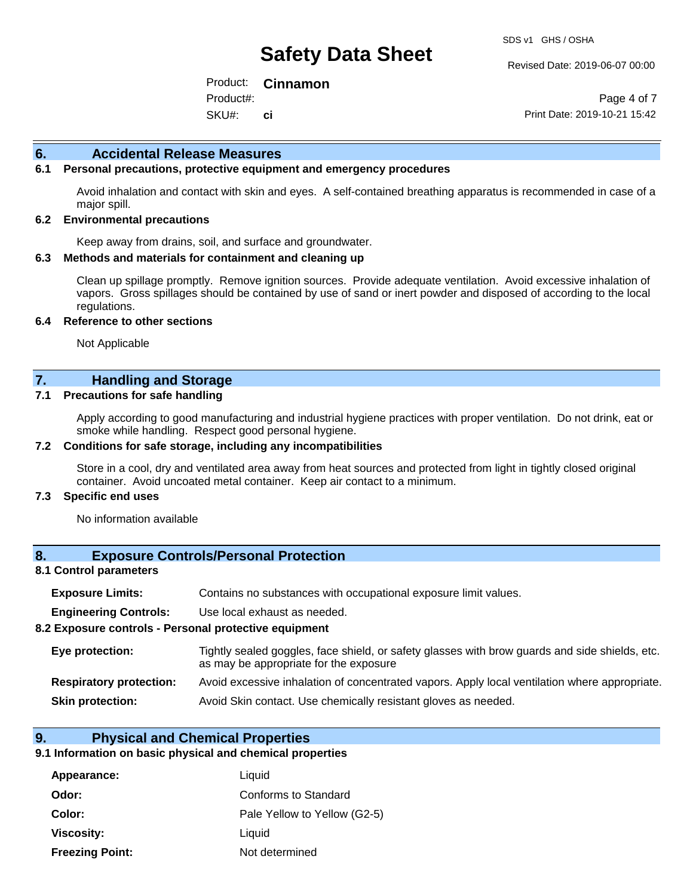## 6. Accidental Release Measures

### 6.1 Personal precautions, protective equipment and emergency procedures

Avoid inhalation and contact with skin and eyes. A self-contained breathing apparatus is recommended in case of a major spill.

### 6.2 Environmental precautions

Keep away from drains, soil, and surface and groundwater.

### 6.3 Methods and materials for containment and cleaning up

Clean up spillage promptly. Remove ignition sources. Provide adequate ventilation. Avoid excessive inhalation of vapors. Gross spillages should be contained by use of sand or inert powder and disposed of according to the local regulations.

### 6.4 Reference to other sections

Not Applicable

## 7. Handling and Storage

### 7.1 Precautions for safe handling

Apply according to good manufacturing and industrial hygiene practices with proper ventilation. Do not drink, eat or smoke while handling. Respect good personal hygiene.

### 7.2 Conditions for safe storage, including any incompatibilities

Store in a cool, dry and ventilated area away from heat sources and protected from light in tightly closed original container. Avoid uncoated metal container. Keep air contact to a minimum.

### 7.3 Specific end uses

No information available

## 8. Exposure Controls/Personal Protection

### 8.1 Control parameters

**Exposure Limits:** Contains no substances with occupational exposure limit values.

**Engineering Controls:** Use local exhaust as needed.

### 8.2 Exposure controls - Personal protective equipment

**Eye protection:** Tightly sealed goggles, face shield, or safety glasses with brow guards and side shields, etc. as may be appropriate for the exposure

**Respiratory protection:** Avoid excessive inhalation of concentrated vapors. Apply local ventilation where appropriate.

**Skin protection:** Avoid Skin contact. Use chemically resistant gloves as needed.

## 9. Physical and Chemical Properties

### 9.1 Information on basic physical and chemical properties

**Appearance:** Liquid

**Odor:** Conforms to Standard

**Color:** Pale Yellow to Yellow (G2-5)

**Viscosity:** Liquid

**Freezing Point:** Not determined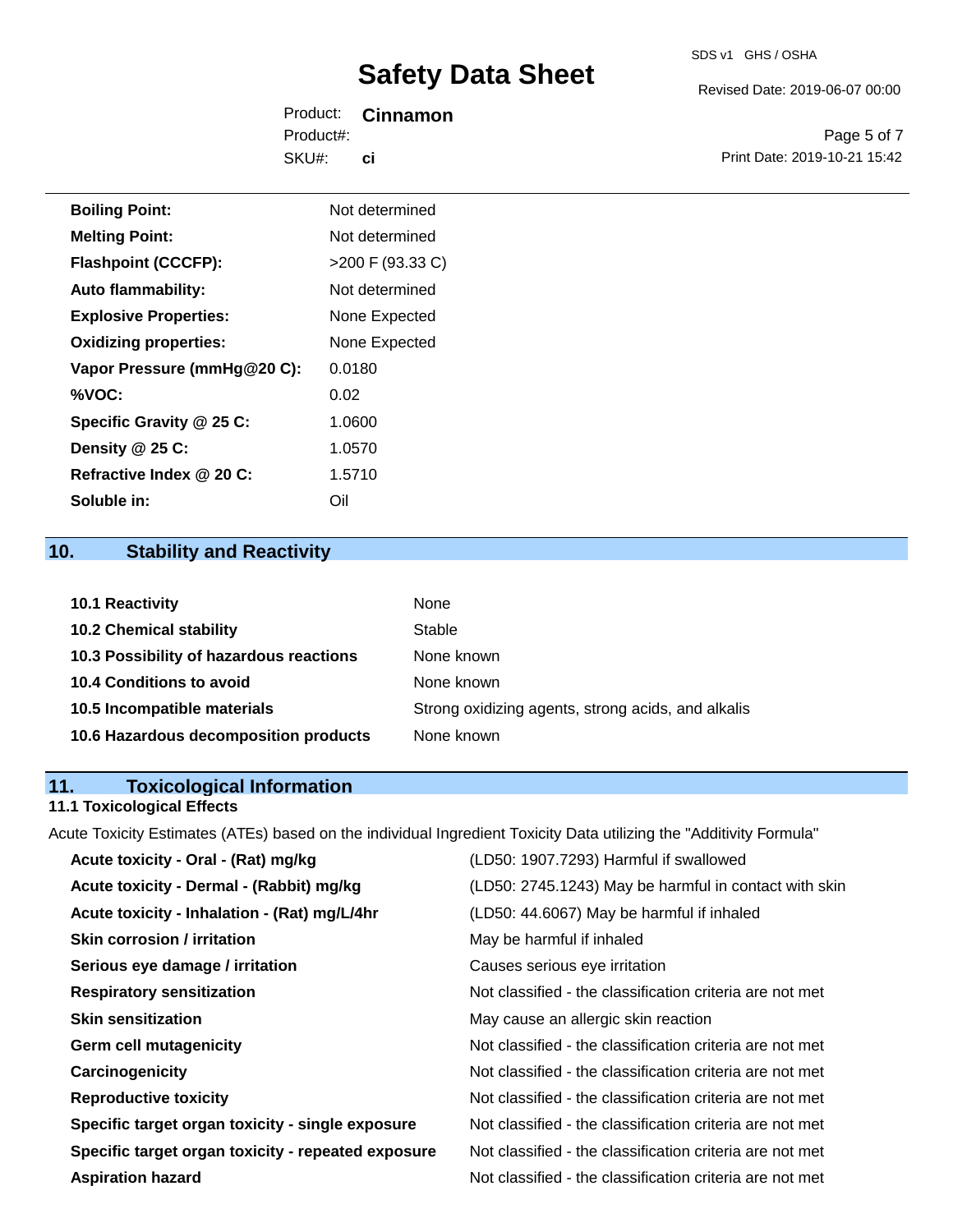| | |
|---|---|
| **Boiling Point:** | Not determined |
| **Melting Point:** | Not determined |
| **Flashpoint (CCCFP):** | >200 F (93.33 C) |
| **Auto flammability:** | Not determined |
| **Explosive Properties:** | None Expected |
| **Oxidizing properties:** | None Expected |
| **Vapor Pressure (mmHg@20 C):** | 0.0180 |
| **%VOC:** | 0.02 |
| **Specific Gravity @ 25 C:** | 1.0600 |
| **Density @ 25 C:** | 1.0570 |
| **Refractive Index @ 20 C:** | 1.5710 |
| **Soluble in:** | Oil |

## 10. Stability and Reactivity

| | |
|---|---|
| **10.1 Reactivity** | None |
| **10.2 Chemical stability** | Stable |
| **10.3 Possibility of hazardous reactions** | None known |
| **10.4 Conditions to avoid** | None known |
| **10.5 Incompatible materials** | Strong oxidizing agents, strong acids, and alkalis |
| **10.6 Hazardous decomposition products** | None known |

## 11. Toxicological Information

### 11.1 Toxicological Effects

Acute Toxicity Estimates (ATEs) based on the individual Ingredient Toxicity Data utilizing the "Additivity Formula"

| | |
|---|---|
| **Acute toxicity - Oral - (Rat) mg/kg** | (LD50: 1907.7293) Harmful if swallowed |
| **Acute toxicity - Dermal - (Rabbit) mg/kg** | (LD50: 2745.1243) May be harmful in contact with skin |
| **Acute toxicity - Inhalation - (Rat) mg/L/4hr** | (LD50: 44.6067) May be harmful if inhaled |
| **Skin corrosion / irritation** | May be harmful if inhaled |
| **Serious eye damage / irritation** | Causes serious eye irritation |
| **Respiratory sensitization** | Not classified - the classification criteria are not met |
| **Skin sensitization** | May cause an allergic skin reaction |
| **Germ cell mutagenicity** | Not classified - the classification criteria are not met |
| **Carcinogenicity** | Not classified - the classification criteria are not met |
| **Reproductive toxicity** | Not classified - the classification criteria are not met |
| **Specific target organ toxicity - single exposure** | Not classified - the classification criteria are not met |
| **Specific target organ toxicity - repeated exposure** | Not classified - the classification criteria are not met |
| **Aspiration hazard** | Not classified - the classification criteria are not met |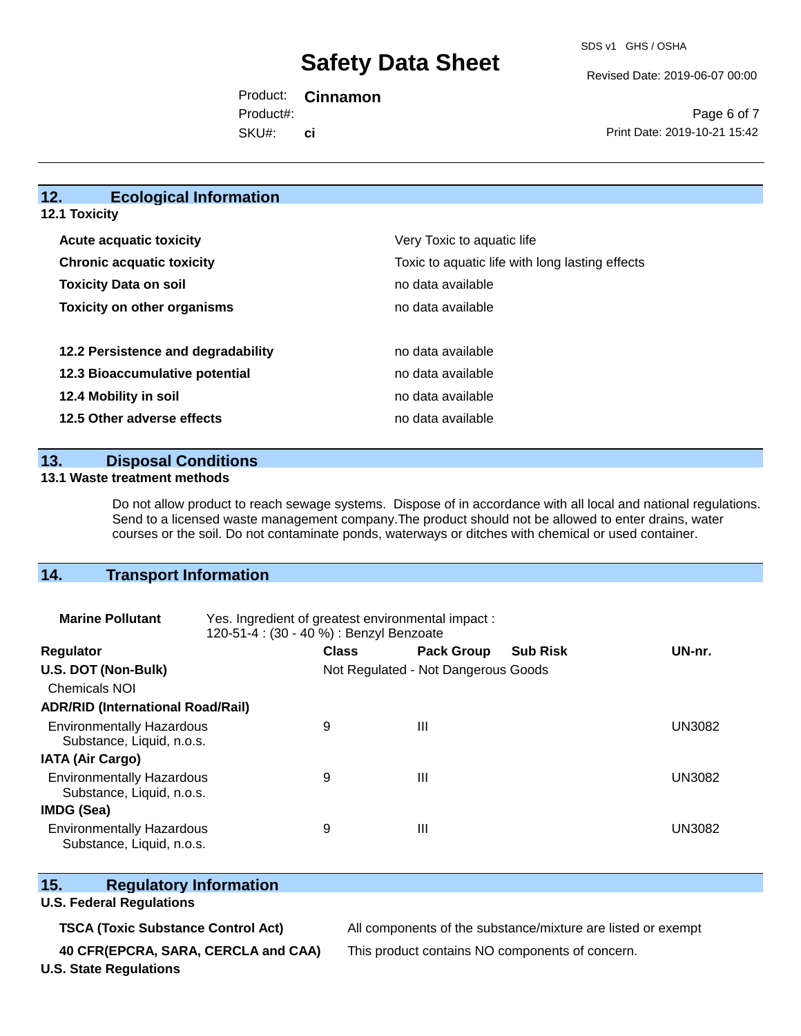## 12. Ecological Information

### 12.1 Toxicity

| | |
|---|---|
| **Acute acquatic toxicity** | Very Toxic to aquatic life |
| **Chronic acquatic toxicity** | Toxic to aquatic life with long lasting effects |
| **Toxicity Data on soil** | no data available |
| **Toxicity on other organisms** | no data available |

| | |
|---|---|
| **12.2 Persistence and degradability** | no data available |
| **12.3 Bioaccumulative potential** | no data available |
| **12.4 Mobility in soil** | no data available |
| **12.5 Other adverse effects** | no data available |

## 13. Disposal Conditions

### 13.1 Waste treatment methods

Do not allow product to reach sewage systems. Dispose of in accordance with all local and national regulations. Send to a licensed waste management company.The product should not be allowed to enter drains, water courses or the soil. Do not contaminate ponds, waterways or ditches with chemical or used container.

## 14. Transport Information

**Marine Pollutant** Yes. Ingredient of greatest environmental impact : 120-51-4 : (30 - 40 %) : Benzyl Benzoate

| Regulator | Class | Pack Group | Sub Risk | UN-nr. |
|---|---|---|---|---|
| **U.S. DOT (Non-Bulk)** | Not Regulated - Not Dangerous Goods | | | |
| Chemicals NOI | | | | |
| **ADR/RID (International Road/Rail)** | | | | |
| Environmentally Hazardous Substance, Liquid, n.o.s. | 9 | III | | UN3082 |
| **IATA (Air Cargo)** | | | | |
| Environmentally Hazardous Substance, Liquid, n.o.s. | 9 | III | | UN3082 |
| **IMDG (Sea)** | | | | |
| Environmentally Hazardous Substance, Liquid, n.o.s. | 9 | III | | UN3082 |

## 15. Regulatory Information

**U.S. Federal Regulations**

| | |
|---|---|
| **TSCA (Toxic Substance Control Act)** | All components of the substance/mixture are listed or exempt |
| **40 CFR(EPCRA, SARA, CERCLA and CAA)** | This product contains NO components of concern. |

**U.S. State Regulations**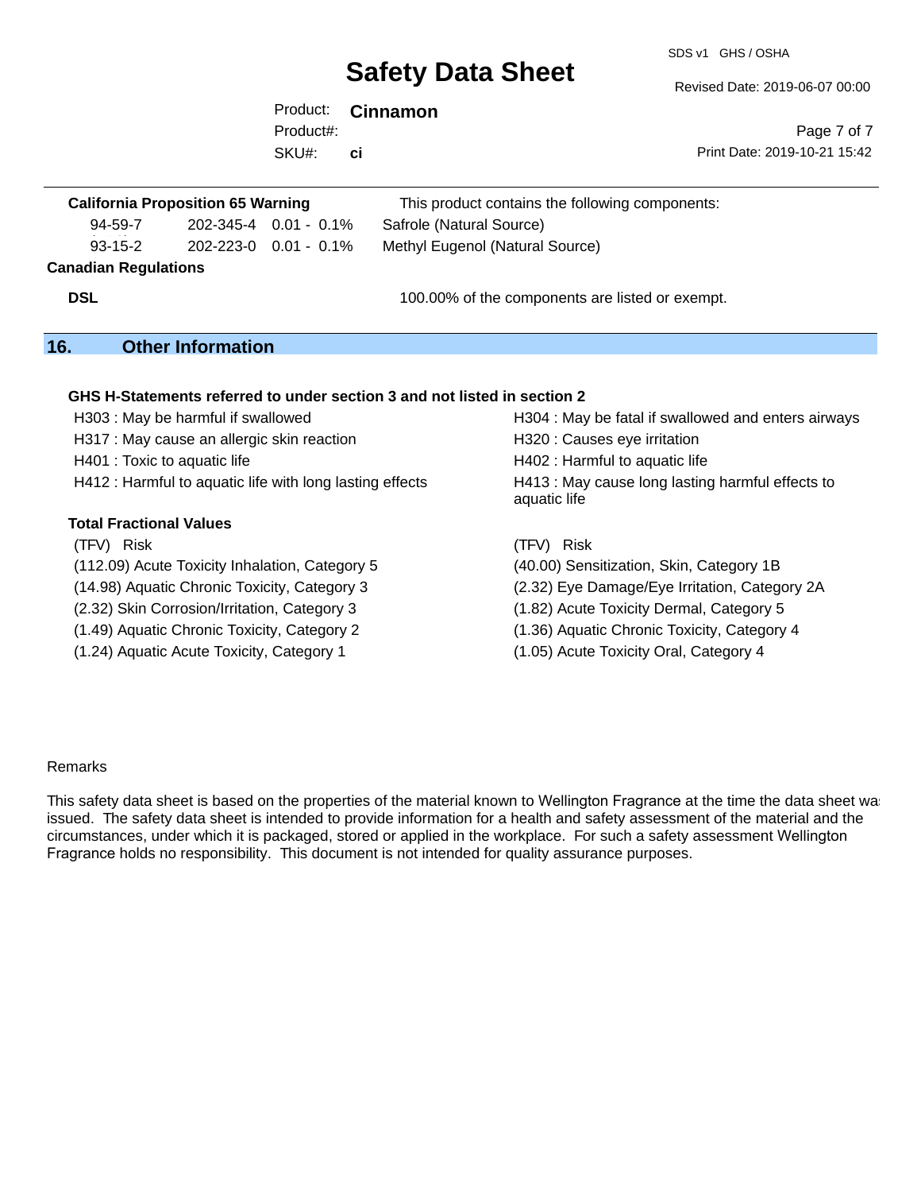**California Proposition 65 Warning** This product contains the following components:

| | | | |
|---|---|---|---|
| 94-59-7 | 202-345-4 | 0.01 - 0.1% | Safrole (Natural Source) |
| 93-15-2 | 202-223-0 | 0.01 - 0.1% | Methyl Eugenol (Natural Source) |

**Canadian Regulations**

**DSL** 100.00% of the components are listed or exempt.

## 16. Other Information

**GHS H-Statements referred to under section 3 and not listed in section 2**

H303 : May be harmful if swallowed
H304 : May be fatal if swallowed and enters airways
H317 : May cause an allergic skin reaction
H320 : Causes eye irritation
H401 : Toxic to aquatic life
H402 : Harmful to aquatic life
H412 : Harmful to aquatic life with long lasting effects
H413 : May cause long lasting harmful effects to aquatic life

**Total Fractional Values**

| (TFV) Risk | (TFV) Risk |
|---|---|
| (112.09) Acute Toxicity Inhalation, Category 5 | (40.00) Sensitization, Skin, Category 1B |
| (14.98) Aquatic Chronic Toxicity, Category 3 | (2.32) Eye Damage/Eye Irritation, Category 2A |
| (2.32) Skin Corrosion/Irritation, Category 3 | (1.82) Acute Toxicity Dermal, Category 5 |
| (1.49) Aquatic Chronic Toxicity, Category 2 | (1.36) Aquatic Chronic Toxicity, Category 4 |
| (1.24) Aquatic Acute Toxicity, Category 1 | (1.05) Acute Toxicity Oral, Category 4 |

Remarks

This safety data sheet is based on the properties of the material known to Wellington Fragrance at the time the data sheet was issued. The safety data sheet is intended to provide information for a health and safety assessment of the material and the circumstances, under which it is packaged, stored or applied in the workplace. For such a safety assessment Wellington Fragrance holds no responsibility. This document is not intended for quality assurance purposes.